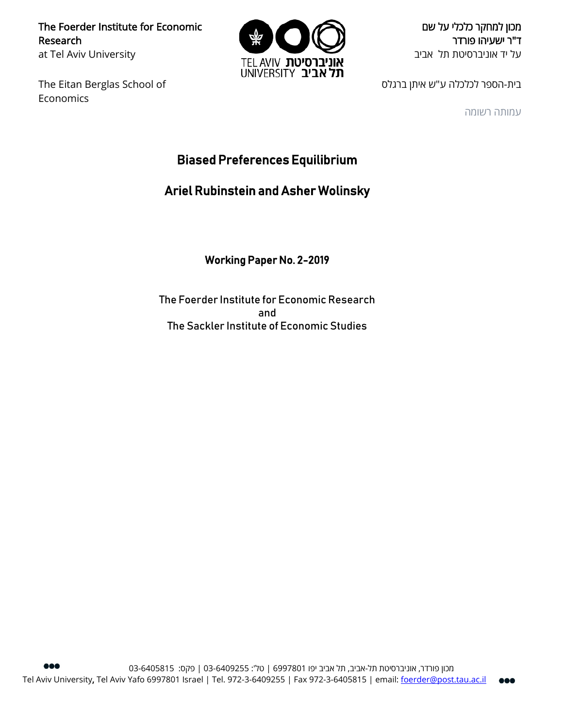The Foerder Institute for Economic Research
at Tel Aviv University

מכון למחקר כלכלי על שם
ד"ר ישעיהו פורדר
על יד אוניברסיטת תל אביב

The Eitan Berglas School of Economics

בית-הספר לכלכלה ע"ש איתן ברגלס

עמותה רשומה

# Biased Preferences Equilibrium

## Ariel Rubinstein and Asher Wolinsky

### Working Paper No. 2-2019

The Foerder Institute for Economic Research
and
The Sackler Institute of Economic Studies

מכון פורדר, אוניברסיטת תל-אביב, תל אביב יפו 6997801 | טל': 03-6409255 | פקס: 03-6405815
Tel Aviv University, Tel Aviv Yafo 6997801 Israel | Tel. 972-3-6409255 | Fax 972-3-6405815 | email: foerder@post.tau.ac.il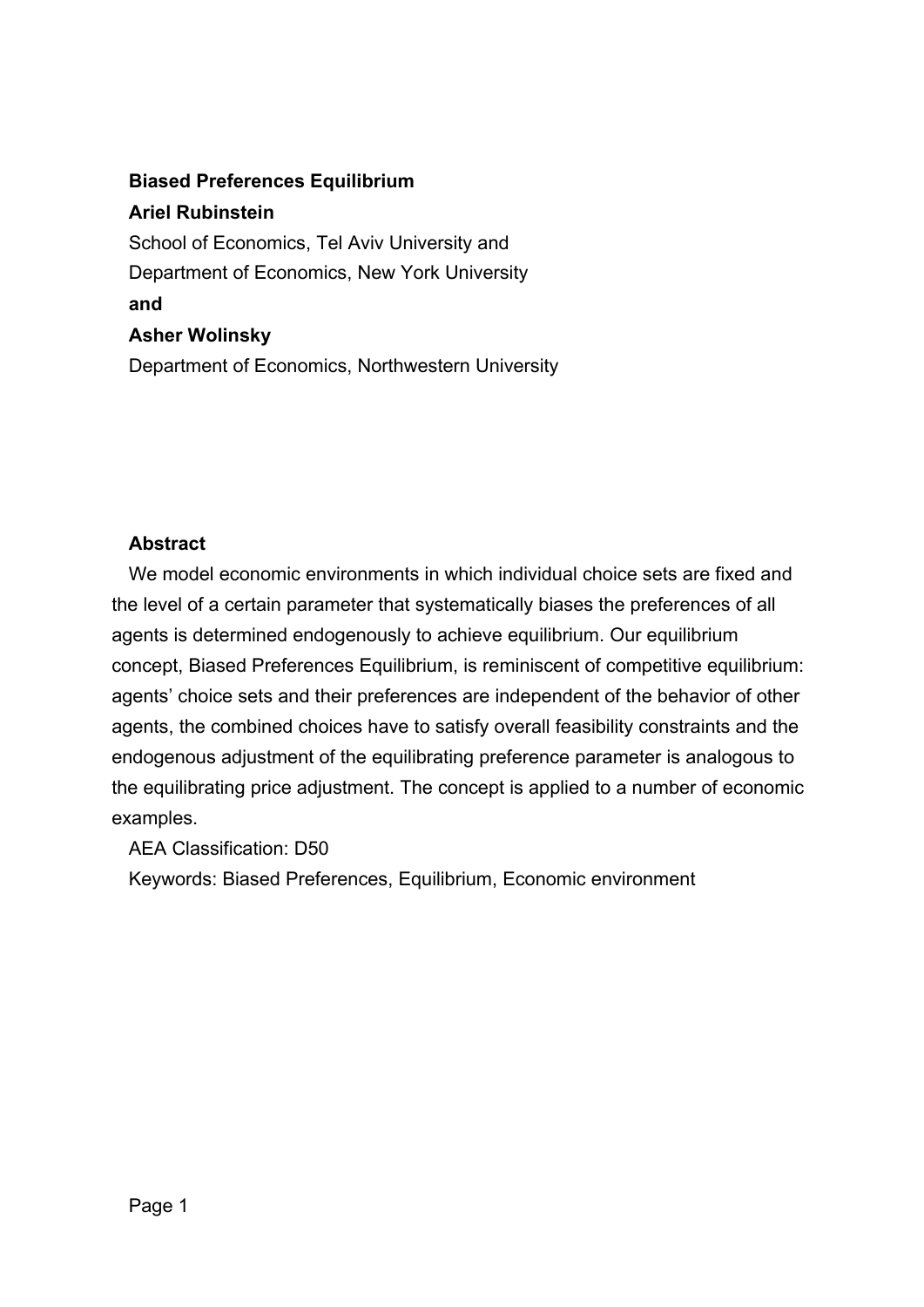# Biased Preferences Equilibrium

**Ariel Rubinstein**

School of Economics, Tel Aviv University and

Department of Economics, New York University

**and**

**Asher Wolinsky**

Department of Economics, Northwestern University

## Abstract

We model economic environments in which individual choice sets are fixed and the level of a certain parameter that systematically biases the preferences of all agents is determined endogenously to achieve equilibrium. Our equilibrium concept, Biased Preferences Equilibrium, is reminiscent of competitive equilibrium: agents' choice sets and their preferences are independent of the behavior of other agents, the combined choices have to satisfy overall feasibility constraints and the endogenous adjustment of the equilibrating preference parameter is analogous to the equilibrating price adjustment. The concept is applied to a number of economic examples.

AEA Classification: D50

Keywords: Biased Preferences, Equilibrium, Economic environment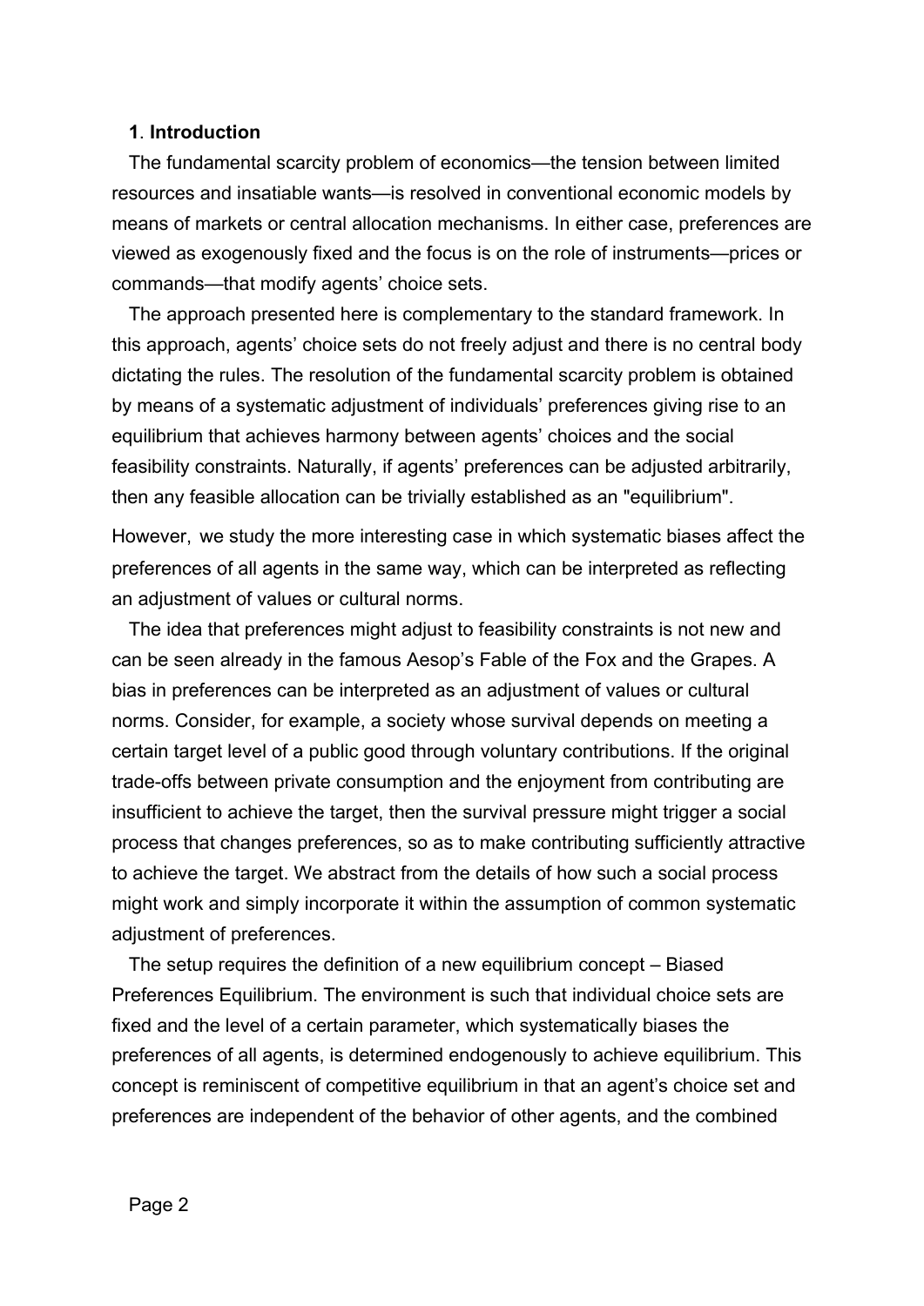## 1. Introduction

The fundamental scarcity problem of economics—the tension between limited resources and insatiable wants—is resolved in conventional economic models by means of markets or central allocation mechanisms. In either case, preferences are viewed as exogenously fixed and the focus is on the role of instruments—prices or commands—that modify agents' choice sets.

The approach presented here is complementary to the standard framework. In this approach, agents' choice sets do not freely adjust and there is no central body dictating the rules. The resolution of the fundamental scarcity problem is obtained by means of a systematic adjustment of individuals' preferences giving rise to an equilibrium that achieves harmony between agents' choices and the social feasibility constraints. Naturally, if agents' preferences can be adjusted arbitrarily, then any feasible allocation can be trivially established as an "equilibrium".

However, we study the more interesting case in which systematic biases affect the preferences of all agents in the same way, which can be interpreted as reflecting an adjustment of values or cultural norms.

The idea that preferences might adjust to feasibility constraints is not new and can be seen already in the famous Aesop's Fable of the Fox and the Grapes. A bias in preferences can be interpreted as an adjustment of values or cultural norms. Consider, for example, a society whose survival depends on meeting a certain target level of a public good through voluntary contributions. If the original trade-offs between private consumption and the enjoyment from contributing are insufficient to achieve the target, then the survival pressure might trigger a social process that changes preferences, so as to make contributing sufficiently attractive to achieve the target. We abstract from the details of how such a social process might work and simply incorporate it within the assumption of common systematic adjustment of preferences.

The setup requires the definition of a new equilibrium concept – Biased Preferences Equilibrium. The environment is such that individual choice sets are fixed and the level of a certain parameter, which systematically biases the preferences of all agents, is determined endogenously to achieve equilibrium. This concept is reminiscent of competitive equilibrium in that an agent's choice set and preferences are independent of the behavior of other agents, and the combined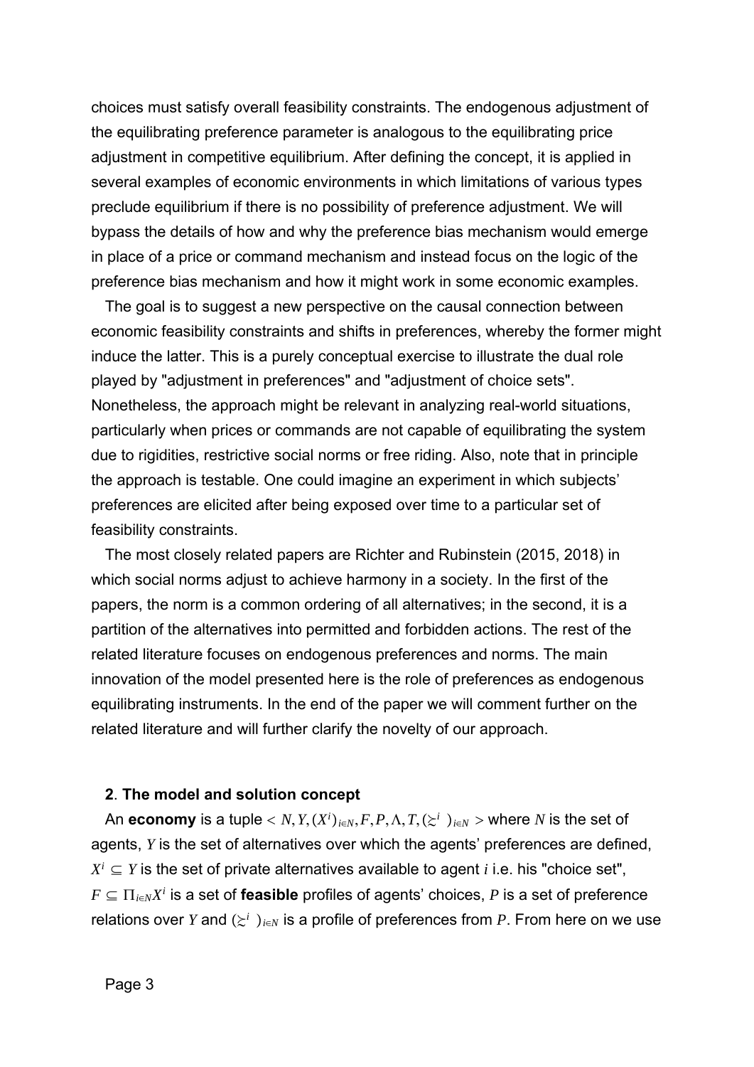choices must satisfy overall feasibility constraints. The endogenous adjustment of the equilibrating preference parameter is analogous to the equilibrating price adjustment in competitive equilibrium. After defining the concept, it is applied in several examples of economic environments in which limitations of various types preclude equilibrium if there is no possibility of preference adjustment. We will bypass the details of how and why the preference bias mechanism would emerge in place of a price or command mechanism and instead focus on the logic of the preference bias mechanism and how it might work in some economic examples.

The goal is to suggest a new perspective on the causal connection between economic feasibility constraints and shifts in preferences, whereby the former might induce the latter. This is a purely conceptual exercise to illustrate the dual role played by "adjustment in preferences" and "adjustment of choice sets". Nonetheless, the approach might be relevant in analyzing real-world situations, particularly when prices or commands are not capable of equilibrating the system due to rigidities, restrictive social norms or free riding. Also, note that in principle the approach is testable. One could imagine an experiment in which subjects' preferences are elicited after being exposed over time to a particular set of feasibility constraints.

The most closely related papers are Richter and Rubinstein (2015, 2018) in which social norms adjust to achieve harmony in a society. In the first of the papers, the norm is a common ordering of all alternatives; in the second, it is a partition of the alternatives into permitted and forbidden actions. The rest of the related literature focuses on endogenous preferences and norms. The main innovation of the model presented here is the role of preferences as endogenous equilibrating instruments. In the end of the paper we will comment further on the related literature and will further clarify the novelty of our approach.

## 2. The model and solution concept

An **economy** is a tuple $< N, Y, (X^i)_{i \in N}, F, P, \Lambda, T, (\succsim^i)_{i \in N} >$ where $N$ is the set of agents, $Y$ is the set of alternatives over which the agents' preferences are defined, $X^i \subseteq Y$ is the set of private alternatives available to agent $i$ i.e. his "choice set", $F \subseteq \Pi_{i \in N} X^i$ is a set of **feasible** profiles of agents' choices, $P$ is a set of preference relations over $Y$ and $(\succsim^i)_{i \in N}$ is a profile of preferences from $P$. From here on we use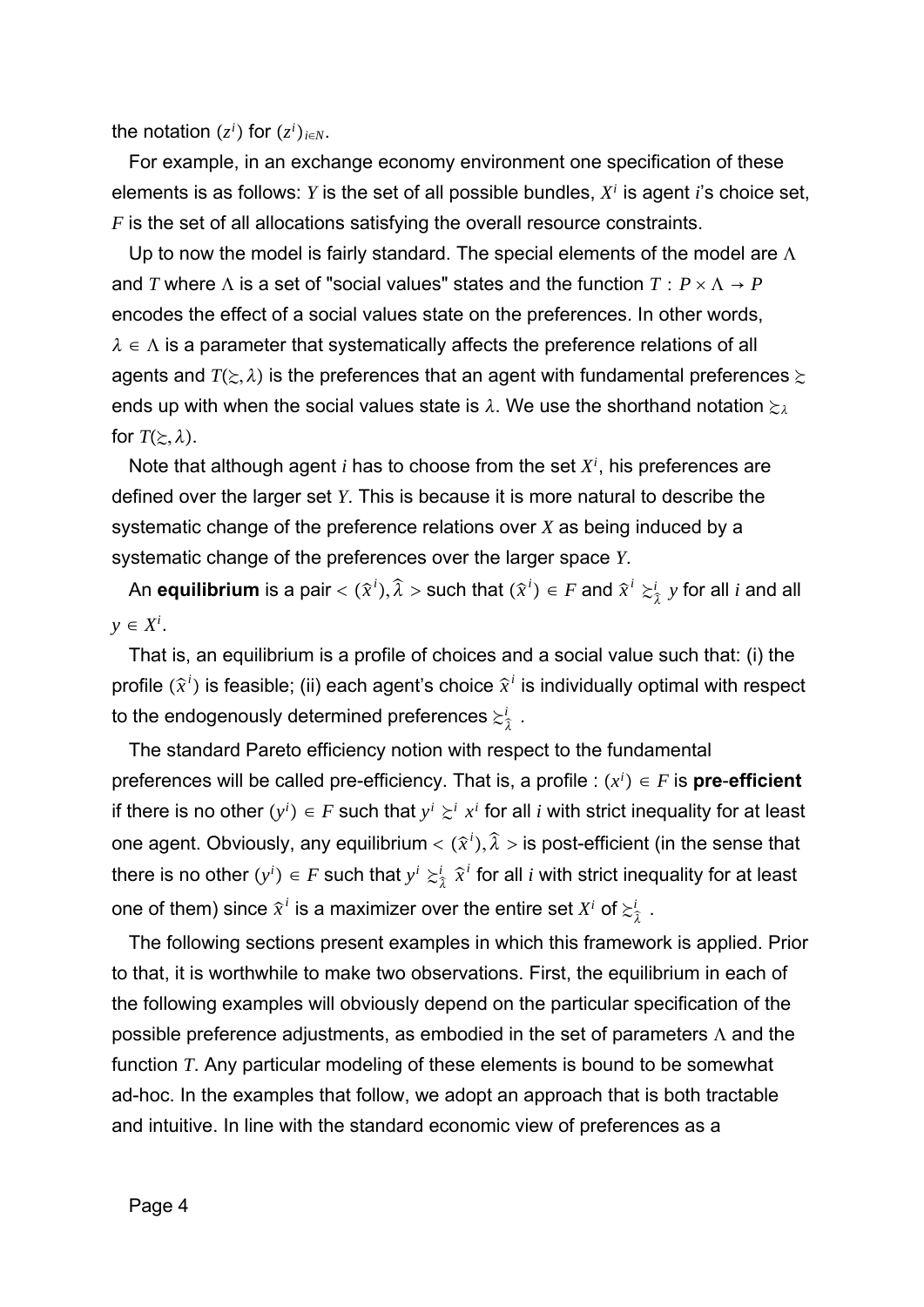the notation $(z^i)$ for $(z^i)_{i \in N}$.

For example, in an exchange economy environment one specification of these elements is as follows: $Y$ is the set of all possible bundles, $X^i$ is agent $i$'s choice set, $F$ is the set of all allocations satisfying the overall resource constraints.

Up to now the model is fairly standard. The special elements of the model are $\Lambda$ and $T$ where $\Lambda$ is a set of "social values" states and the function $T : P \times \Lambda \to P$ encodes the effect of a social values state on the preferences. In other words, $\lambda \in \Lambda$ is a parameter that systematically affects the preference relations of all agents and $T(\succsim, \lambda)$ is the preferences that an agent with fundamental preferences $\succsim$ ends up with when the social values state is $\lambda$. We use the shorthand notation $\succsim_\lambda$ for $T(\succsim, \lambda)$.

Note that although agent $i$ has to choose from the set $X^i$, his preferences are defined over the larger set $Y$. This is because it is more natural to describe the systematic change of the preference relations over $X$ as being induced by a systematic change of the preferences over the larger space $Y$.

An **equilibrium** is a pair $< (\hat{x}^i), \hat{\lambda} >$ such that $(\hat{x}^i) \in F$ and $\hat{x}^i \succsim^i_{\hat{\lambda}} y$ for all $i$ and all $y \in X^i$.

That is, an equilibrium is a profile of choices and a social value such that: (i) the profile $(\hat{x}^i)$ is feasible; (ii) each agent's choice $\hat{x}^i$ is individually optimal with respect to the endogenously determined preferences $\succsim^i_{\hat{\lambda}}$ .

The standard Pareto efficiency notion with respect to the fundamental preferences will be called pre-efficiency. That is, a profile : $(x^i) \in F$ is **pre-efficient** if there is no other $(y^i) \in F$ such that $y^i \succsim^i x^i$ for all $i$ with strict inequality for at least one agent. Obviously, any equilibrium $< (\hat{x}^i), \hat{\lambda} >$ is post-efficient (in the sense that there is no other $(y^i) \in F$ such that $y^i \succsim^i_{\hat{\lambda}} \hat{x}^i$ for all $i$ with strict inequality for at least one of them) since $\hat{x}^i$ is a maximizer over the entire set $X^i$ of $\succsim^i_{\hat{\lambda}}$ .

The following sections present examples in which this framework is applied. Prior to that, it is worthwhile to make two observations. First, the equilibrium in each of the following examples will obviously depend on the particular specification of the possible preference adjustments, as embodied in the set of parameters $\Lambda$ and the function $T$. Any particular modeling of these elements is bound to be somewhat ad-hoc. In the examples that follow, we adopt an approach that is both tractable and intuitive. In line with the standard economic view of preferences as a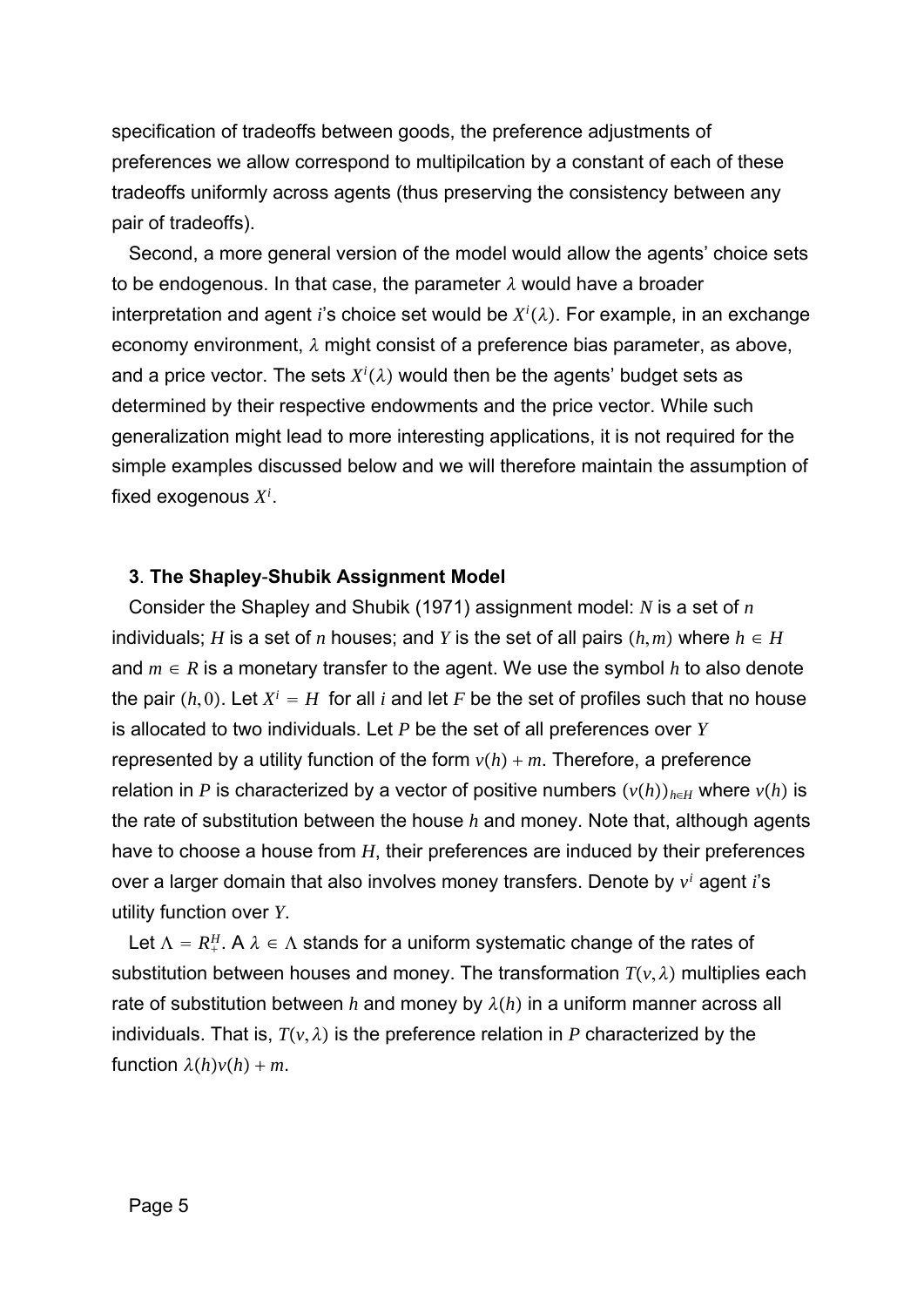specification of tradeoffs between goods, the preference adjustments of preferences we allow correspond to multipilcation by a constant of each of these tradeoffs uniformly across agents (thus preserving the consistency between any pair of tradeoffs).

Second, a more general version of the model would allow the agents' choice sets to be endogenous. In that case, the parameter $\lambda$ would have a broader interpretation and agent $i$'s choice set would be $X^i(\lambda)$. For example, in an exchange economy environment, $\lambda$ might consist of a preference bias parameter, as above, and a price vector. The sets $X^i(\lambda)$ would then be the agents' budget sets as determined by their respective endowments and the price vector. While such generalization might lead to more interesting applications, it is not required for the simple examples discussed below and we will therefore maintain the assumption of fixed exogenous $X^i$.

### 3. The Shapley-Shubik Assignment Model

Consider the Shapley and Shubik (1971) assignment model: $N$ is a set of $n$ individuals; $H$ is a set of $n$ houses; and $Y$ is the set of all pairs $(h,m)$ where $h \in H$ and $m \in R$ is a monetary transfer to the agent. We use the symbol $h$ to also denote the pair $(h,0)$. Let $X^i = H$ for all $i$ and let $F$ be the set of profiles such that no house is allocated to two individuals. Let $P$ be the set of all preferences over $Y$ represented by a utility function of the form $v(h) + m$. Therefore, a preference relation in $P$ is characterized by a vector of positive numbers $(v(h))_{h \in H}$ where $v(h)$ is the rate of substitution between the house $h$ and money. Note that, although agents have to choose a house from $H$, their preferences are induced by their preferences over a larger domain that also involves money transfers. Denote by $v^i$ agent $i$'s utility function over $Y$.

Let $\Lambda = R_+^H$. A $\lambda \in \Lambda$ stands for a uniform systematic change of the rates of substitution between houses and money. The transformation $T(v,\lambda)$ multiplies each rate of substitution between $h$ and money by $\lambda(h)$ in a uniform manner across all individuals. That is, $T(v,\lambda)$ is the preference relation in $P$ characterized by the function $\lambda(h)v(h) + m$.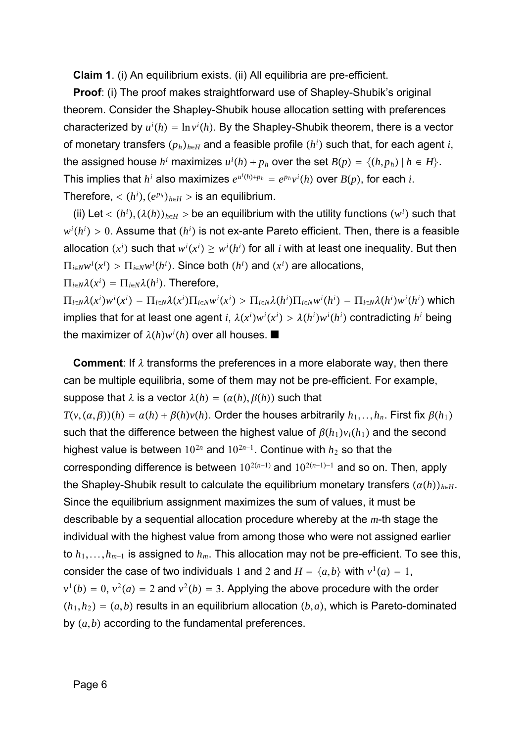**Claim 1**. (i) An equilibrium exists. (ii) All equilibria are pre-efficient.

**Proof**: (i) The proof makes straightforward use of Shapley-Shubik's original theorem. Consider the Shapley-Shubik house allocation setting with preferences characterized by $u^i(h) = \ln v^i(h)$. By the Shapley-Shubik theorem, there is a vector of monetary transfers $(p_h)_{h \in H}$ and a feasible profile $(h^i)$ such that, for each agent $i$, the assigned house $h^i$ maximizes $u^i(h) + p_h$ over the set $B(p) = \{(h, p_h) \mid h \in H\}$. This implies that $h^i$ also maximizes $e^{u^i(h)+p_h} = e^{p_h} v^i(h)$ over $B(p)$, for each $i$. Therefore, $< (h^i), (e^{p_h})_{h \in H} >$ is an equilibrium.

(ii) Let $< (h^i), (\lambda(h))_{h \in H} >$ be an equilibrium with the utility functions $(w^i)$ such that $w^i(h^i) > 0$. Assume that $(h^i)$ is not ex-ante Pareto efficient. Then, there is a feasible allocation $(x^i)$ such that $w^i(x^i) \geq w^i(h^i)$ for all $i$ with at least one inequality. But then $\Pi_{i \in N} w^i(x^i) > \Pi_{i \in N} w^i(h^i)$. Since both $(h^i)$ and $(x^i)$ are allocations, $\Pi_{i \in N} \lambda(x^i) = \Pi_{i \in N} \lambda(h^i)$. Therefore, $\Pi_{i \in N} \lambda(x^i) w^i(x^i) = \Pi_{i \in N} \lambda(x^i) \Pi_{i \in N} w^i(x^i) > \Pi_{i \in N} \lambda(h^i) \Pi_{i \in N} w^i(h^i) = \Pi_{i \in N} \lambda(h^i) w^i(h^i)$ which implies that for at least one agent $i$, $\lambda(x^i) w^i(x^i) > \lambda(h^i) w^i(h^i)$ contradicting $h^i$ being the maximizer of $\lambda(h) w^i(h)$ over all houses. ■

**Comment**: If $\lambda$ transforms the preferences in a more elaborate way, then there can be multiple equilibria, some of them may not be pre-efficient. For example, suppose that $\lambda$ is a vector $\lambda(h) = (\alpha(h), \beta(h))$ such that $T(v, (\alpha, \beta))(h) = \alpha(h) + \beta(h) v(h)$. Order the houses arbitrarily $h_1, .., h_n$. First fix $\beta(h_1)$ such that the difference between the highest value of $\beta(h_1) v_i(h_1)$ and the second highest value is between $10^{2n}$ and $10^{2n-1}$. Continue with $h_2$ so that the corresponding difference is between $10^{2(n-1)}$ and $10^{2(n-1)-1}$ and so on. Then, apply the Shapley-Shubik result to calculate the equilibrium monetary transfers $(\alpha(h))_{h \in H}$. Since the equilibrium assignment maximizes the sum of values, it must be describable by a sequential allocation procedure whereby at the $m$-th stage the individual with the highest value from among those who were not assigned earlier to $h_1, \ldots, h_{m-1}$ is assigned to $h_m$. This allocation may not be pre-efficient. To see this, consider the case of two individuals 1 and 2 and $H = \{a, b\}$ with $v^1(a) = 1$, $v^1(b) = 0$, $v^2(a) = 2$ and $v^2(b) = 3$. Applying the above procedure with the order $(h_1, h_2) = (a, b)$ results in an equilibrium allocation $(b, a)$, which is Pareto-dominated by $(a, b)$ according to the fundamental preferences.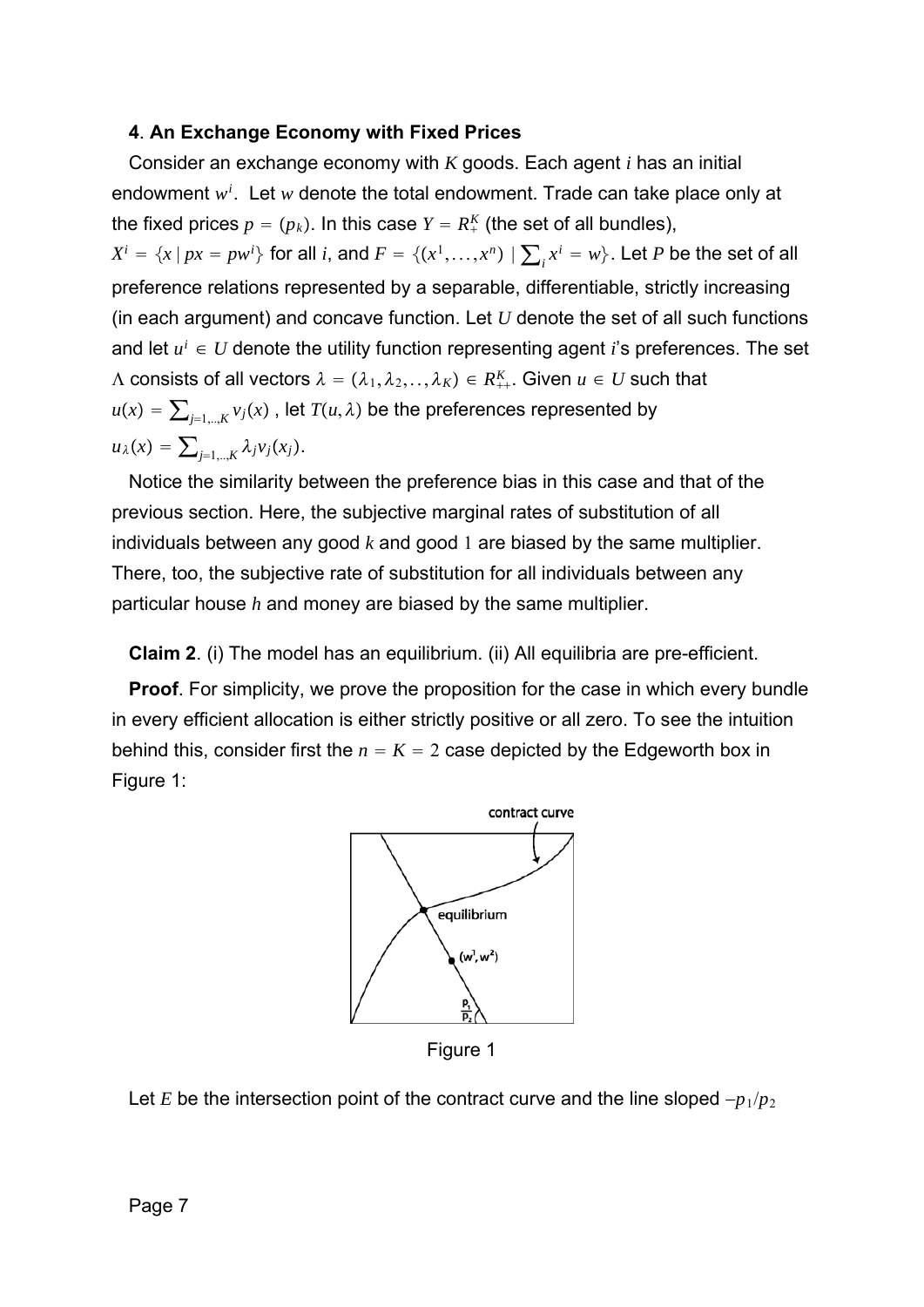**4**. **An Exchange Economy with Fixed Prices**

Consider an exchange economy with $K$ goods. Each agent $i$ has an initial endowment $w^i$. Let $w$ denote the total endowment. Trade can take place only at the fixed prices $p = (p_k)$. In this case $Y = R^K_+$ (the set of all bundles), $X^i = \{x \mid px = pw^i\}$ for all $i$, and $F = \{(x^1, \ldots, x^n) \mid \sum_i x^i = w\}$. Let $P$ be the set of all preference relations represented by a separable, differentiable, strictly increasing (in each argument) and concave function. Let $U$ denote the set of all such functions and let $u^i \in U$ denote the utility function representing agent $i$'s preferences. The set $\Lambda$ consists of all vectors $\lambda = (\lambda_1, \lambda_2, .., \lambda_K) \in R^K_{++}$. Given $u \in U$ such that $u(x) = \sum_{j=1,..,K} v_j(x)$, let $T(u, \lambda)$ be the preferences represented by $u_\lambda(x) = \sum_{j=1,..,K} \lambda_j v_j(x_j)$.

Notice the similarity between the preference bias in this case and that of the previous section. Here, the subjective marginal rates of substitution of all individuals between any good $k$ and good $1$ are biased by the same multiplier. There, too, the subjective rate of substitution for all individuals between any particular house $h$ and money are biased by the same multiplier.

**Claim 2**. (i) The model has an equilibrium. (ii) All equilibria are pre-efficient.

**Proof**. For simplicity, we prove the proposition for the case in which every bundle in every efficient allocation is either strictly positive or all zero. To see the intuition behind this, consider first the $n = K = 2$ case depicted by the Edgeworth box in Figure 1:

Figure 1

Let $E$ be the intersection point of the contract curve and the line sloped $-p_1/p_2$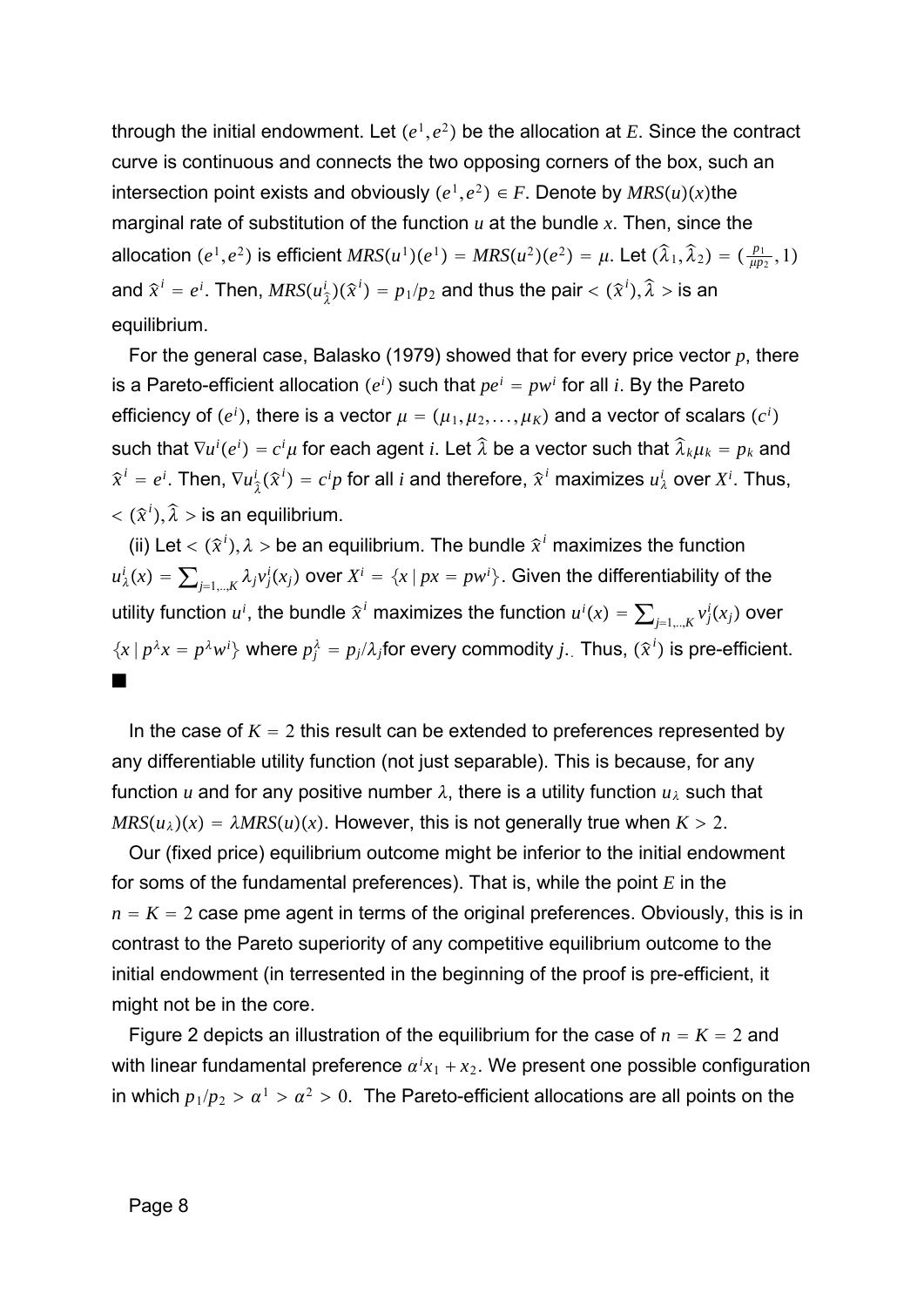through the initial endowment. Let $(e^1, e^2)$ be the allocation at $E$. Since the contract curve is continuous and connects the two opposing corners of the box, such an intersection point exists and obviously $(e^1, e^2) \in F$. Denote by $MRS(u)(x)$the marginal rate of substitution of the function $u$ at the bundle $x$. Then, since the allocation $(e^1, e^2)$ is efficient $MRS(u^1)(e^1) = MRS(u^2)(e^2) = \mu$. Let $(\widehat{\lambda}_1, \widehat{\lambda}_2) = (\frac{p_1}{\mu p_2}, 1)$ and $\widehat{x}^i = e^i$. Then, $MRS(u^i_{\widehat{\lambda}})(\widehat{x}^i) = p_1/p_2$ and thus the pair $< (\widehat{x}^i), \widehat{\lambda} >$ is an equilibrium.

For the general case, Balasko (1979) showed that for every price vector $p$, there is a Pareto-efficient allocation $(e^i)$ such that $pe^i = pw^i$ for all $i$. By the Pareto efficiency of $(e^i)$, there is a vector $\mu = (\mu_1, \mu_2, \ldots, \mu_K)$ and a vector of scalars $(c^i)$ such that $\nabla u^i(e^i) = c^i \mu$ for each agent $i$. Let $\widehat{\lambda}$ be a vector such that $\widehat{\lambda}_k \mu_k = p_k$ and $\widehat{x}^i = e^i$. Then, $\nabla u^i_{\widehat{\lambda}}(\widehat{x}^i) = c^i p$ for all $i$ and therefore, $\widehat{x}^i$ maximizes $u^i_\lambda$ over $X^i$. Thus, $< (\widehat{x}^i), \widehat{\lambda} >$ is an equilibrium.

(ii) Let $< (\widehat{x}^i), \lambda >$ be an equilibrium. The bundle $\widehat{x}^i$ maximizes the function $u^i_\lambda(x) = \sum_{j=1,..,K} \lambda_j v^i_j(x_j)$ over $X^i = \{x \mid px = pw^i\}$. Given the differentiability of the utility function $u^i$, the bundle $\widehat{x}^i$ maximizes the function $u^i(x) = \sum_{j=1,..,K} v^i_j(x_j)$ over $\{x \mid p^\lambda x = p^\lambda w^i\}$ where $p^\lambda_j = p_j/\lambda_j$for every commodity $j$.. Thus, $(\widehat{x}^i)$ is pre-efficient. ■

In the case of $K = 2$ this result can be extended to preferences represented by any differentiable utility function (not just separable). This is because, for any function $u$ and for any positive number $\lambda$, there is a utility function $u_\lambda$ such that $MRS(u_\lambda)(x) = \lambda MRS(u)(x)$. However, this is not generally true when $K > 2$.

Our (fixed price) equilibrium outcome might be inferior to the initial endowment for soms of the fundamental preferences). That is, while the point $E$ in the $n = K = 2$ case pme agent in terms of the original preferences. Obviously, this is in contrast to the Pareto superiority of any competitive equilibrium outcome to the initial endowment (in terresented in the beginning of the proof is pre-efficient, it might not be in the core.

Figure 2 depicts an illustration of the equilibrium for the case of $n = K = 2$ and with linear fundamental preference $\alpha^i x_1 + x_2$. We present one possible configuration in which $p_1/p_2 > \alpha^1 > \alpha^2 > 0$. The Pareto-efficient allocations are all points on the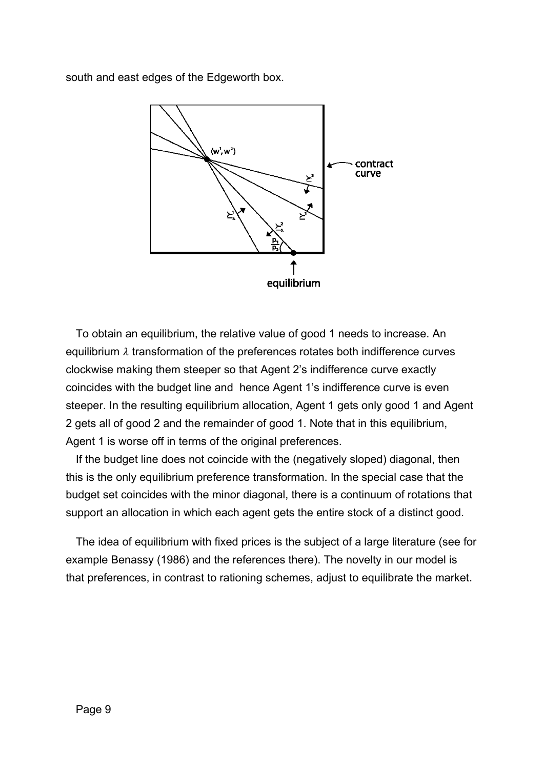south and east edges of the Edgeworth box.

To obtain an equilibrium, the relative value of good 1 needs to increase. An equilibrium $\lambda$ transformation of the preferences rotates both indifference curves clockwise making them steeper so that Agent 2's indifference curve exactly coincides with the budget line and hence Agent 1's indifference curve is even steeper. In the resulting equilibrium allocation, Agent 1 gets only good 1 and Agent 2 gets all of good 2 and the remainder of good 1. Note that in this equilibrium, Agent 1 is worse off in terms of the original preferences.

If the budget line does not coincide with the (negatively sloped) diagonal, then this is the only equilibrium preference transformation. In the special case that the budget set coincides with the minor diagonal, there is a continuum of rotations that support an allocation in which each agent gets the entire stock of a distinct good.

The idea of equilibrium with fixed prices is the subject of a large literature (see for example Benassy (1986) and the references there). The novelty in our model is that preferences, in contrast to rationing schemes, adjust to equilibrate the market.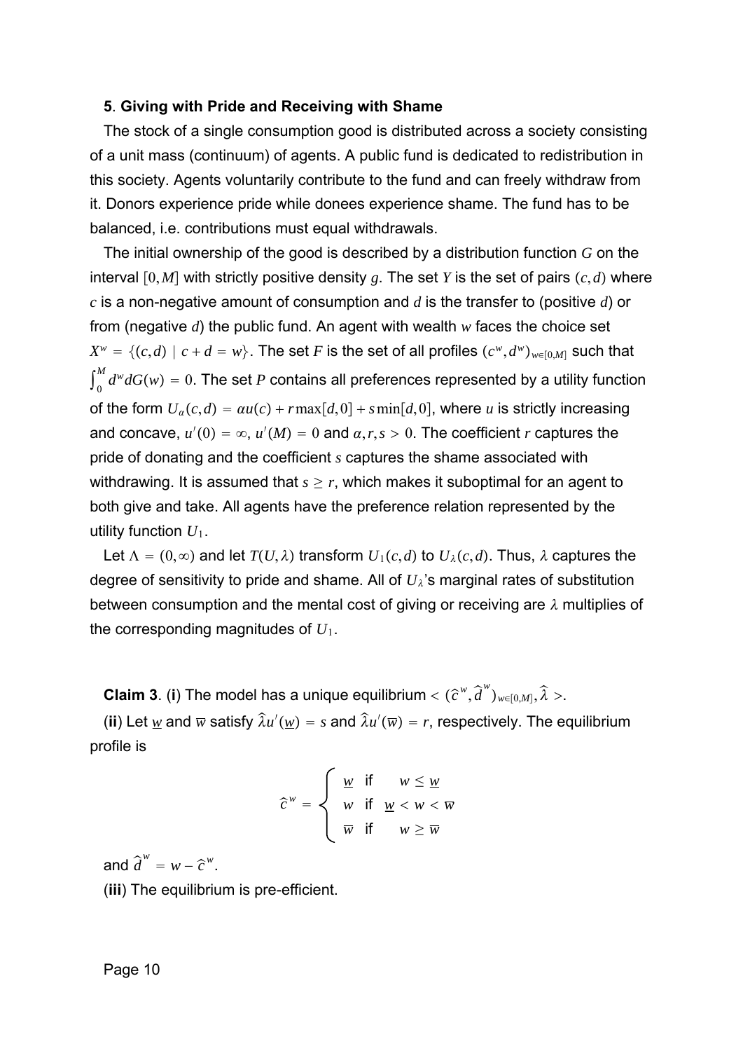**5**. **Giving with Pride and Receiving with Shame**

The stock of a single consumption good is distributed across a society consisting of a unit mass (continuum) of agents. A public fund is dedicated to redistribution in this society. Agents voluntarily contribute to the fund and can freely withdraw from it. Donors experience pride while donees experience shame. The fund has to be balanced, i.e. contributions must equal withdrawals.

The initial ownership of the good is described by a distribution function $G$ on the interval $[0,M]$ with strictly positive density $g$. The set $Y$ is the set of pairs $(c,d)$ where $c$ is a non-negative amount of consumption and $d$ is the transfer to (positive $d$) or from (negative $d$) the public fund. An agent with wealth $w$ faces the choice set $X^w = \{(c,d) \mid c+d = w\}$. The set $F$ is the set of all profiles $(c^w,d^w)_{w\in[0,M]}$ such that $\int_0^M d^w dG(w) = 0$. The set $P$ contains all preferences represented by a utility function of the form $U_\alpha(c,d) = \alpha u(c) + r\max[d,0] + s\min[d,0]$, where $u$ is strictly increasing and concave, $u'(0) = \infty$, $u'(M) = 0$ and $\alpha, r, s > 0$. The coefficient $r$ captures the pride of donating and the coefficient $s$ captures the shame associated with withdrawing. It is assumed that $s \geq r$, which makes it suboptimal for an agent to both give and take. All agents have the preference relation represented by the utility function $U_1$.

Let $\Lambda = (0,\infty)$ and let $T(U,\lambda)$ transform $U_1(c,d)$ to $U_\lambda(c,d)$. Thus, $\lambda$ captures the degree of sensitivity to pride and shame. All of $U_\lambda$'s marginal rates of substitution between consumption and the mental cost of giving or receiving are $\lambda$ multiplies of the corresponding magnitudes of $U_1$.

**Claim 3**. (**i**) The model has a unique equilibrium $< (\widehat{c}^{\,w}, \widehat{d}^{\,w})_{w\in[0,M]}, \widehat{\lambda} >$.

(**ii**) Let $\underline{w}$ and $\overline{w}$ satisfy $\widehat{\lambda}u'(\underline{w}) = s$ and $\widehat{\lambda}u'(\overline{w}) = r$, respectively. The equilibrium profile is

$$\widehat{c}^{\,w} = \begin{cases} \underline{w} & \text{if} \quad w \leq \underline{w} \\ w & \text{if} \quad \underline{w} < w < \overline{w} \\ \overline{w} & \text{if} \quad w \geq \overline{w} \end{cases}$$

and $\widehat{d}^{\,w} = w - \widehat{c}^{\,w}$.

(**iii**) The equilibrium is pre-efficient.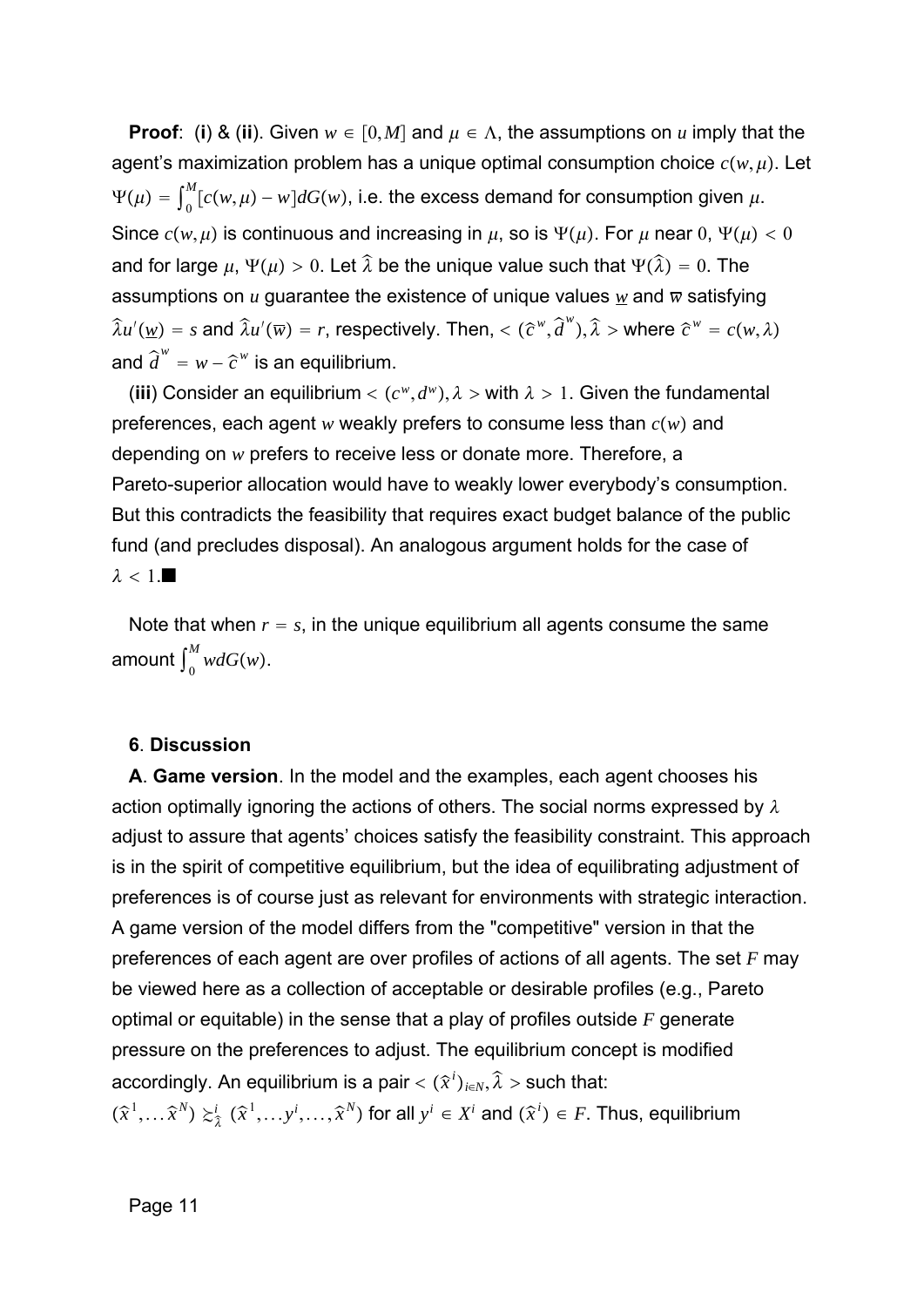**Proof**: (**i**) & (**ii**). Given $w \in [0,M]$ and $\mu \in \Lambda$, the assumptions on $u$ imply that the agent's maximization problem has a unique optimal consumption choice $c(w,\mu)$. Let $\Psi(\mu) = \int_0^M [c(w,\mu) - w]dG(w)$, i.e. the excess demand for consumption given $\mu$. Since $c(w,\mu)$ is continuous and increasing in $\mu$, so is $\Psi(\mu)$. For $\mu$ near $0$, $\Psi(\mu) < 0$ and for large $\mu$, $\Psi(\mu) > 0$. Let $\widehat{\lambda}$ be the unique value such that $\Psi(\widehat{\lambda}) = 0$. The assumptions on $u$ guarantee the existence of unique values $\underline{w}$ and $\overline{w}$ satisfying $\widehat{\lambda}u'(\underline{w}) = s$ and $\widehat{\lambda}u'(\overline{w}) = r$, respectively. Then, $< (\widehat{c}^w, \widehat{d}^w), \widehat{\lambda} >$ where $\widehat{c}^w = c(w,\lambda)$ and $\widehat{d}^w = w - \widehat{c}^w$ is an equilibrium.

(**iii**) Consider an equilibrium $< (c^w, d^w), \lambda >$ with $\lambda > 1$. Given the fundamental preferences, each agent $w$ weakly prefers to consume less than $c(w)$ and depending on $w$ prefers to receive less or donate more. Therefore, a Pareto-superior allocation would have to weakly lower everybody's consumption. But this contradicts the feasibility that requires exact budget balance of the public fund (and precludes disposal). An analogous argument holds for the case of $\lambda < 1$.■

Note that when $r = s$, in the unique equilibrium all agents consume the same amount $\int_0^M wdG(w)$.

## 6. Discussion

**A**. **Game version**. In the model and the examples, each agent chooses his action optimally ignoring the actions of others. The social norms expressed by $\lambda$ adjust to assure that agents' choices satisfy the feasibility constraint. This approach is in the spirit of competitive equilibrium, but the idea of equilibrating adjustment of preferences is of course just as relevant for environments with strategic interaction. A game version of the model differs from the "competitive" version in that the preferences of each agent are over profiles of actions of all agents. The set $F$ may be viewed here as a collection of acceptable or desirable profiles (e.g., Pareto optimal or equitable) in the sense that a play of profiles outside $F$ generate pressure on the preferences to adjust. The equilibrium concept is modified accordingly. An equilibrium is a pair $< (\widehat{x}^i)_{i \in N}, \widehat{\lambda} >$ such that: $(\widehat{x}^1, \ldots \widehat{x}^N) \succsim^i_{\widehat{\lambda}} (\widehat{x}^1, \ldots y^i, \ldots, \widehat{x}^N)$ for all $y^i \in X^i$ and $(\widehat{x}^i) \in F$. Thus, equilibrium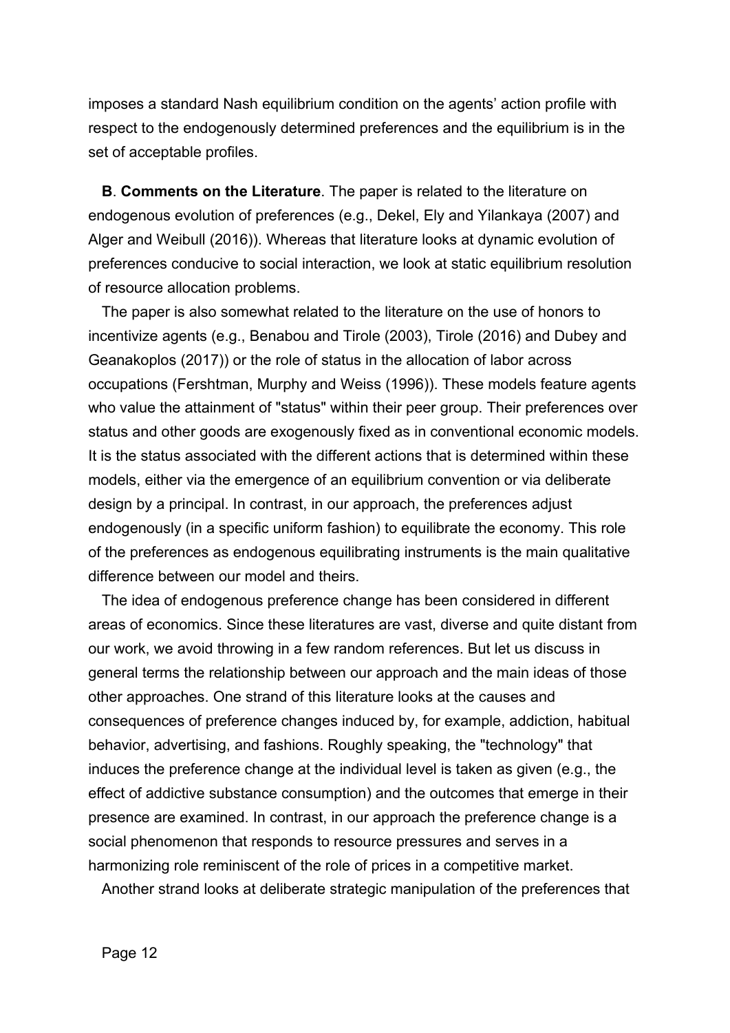imposes a standard Nash equilibrium condition on the agents' action profile with respect to the endogenously determined preferences and the equilibrium is in the set of acceptable profiles.

**B**. **Comments on the Literature**. The paper is related to the literature on endogenous evolution of preferences (e.g., Dekel, Ely and Yilankaya (2007) and Alger and Weibull (2016)). Whereas that literature looks at dynamic evolution of preferences conducive to social interaction, we look at static equilibrium resolution of resource allocation problems.

The paper is also somewhat related to the literature on the use of honors to incentivize agents (e.g., Benabou and Tirole (2003), Tirole (2016) and Dubey and Geanakoplos (2017)) or the role of status in the allocation of labor across occupations (Fershtman, Murphy and Weiss (1996)). These models feature agents who value the attainment of "status" within their peer group. Their preferences over status and other goods are exogenously fixed as in conventional economic models. It is the status associated with the different actions that is determined within these models, either via the emergence of an equilibrium convention or via deliberate design by a principal. In contrast, in our approach, the preferences adjust endogenously (in a specific uniform fashion) to equilibrate the economy. This role of the preferences as endogenous equilibrating instruments is the main qualitative difference between our model and theirs.

The idea of endogenous preference change has been considered in different areas of economics. Since these literatures are vast, diverse and quite distant from our work, we avoid throwing in a few random references. But let us discuss in general terms the relationship between our approach and the main ideas of those other approaches. One strand of this literature looks at the causes and consequences of preference changes induced by, for example, addiction, habitual behavior, advertising, and fashions. Roughly speaking, the "technology" that induces the preference change at the individual level is taken as given (e.g., the effect of addictive substance consumption) and the outcomes that emerge in their presence are examined. In contrast, in our approach the preference change is a social phenomenon that responds to resource pressures and serves in a harmonizing role reminiscent of the role of prices in a competitive market.

Another strand looks at deliberate strategic manipulation of the preferences that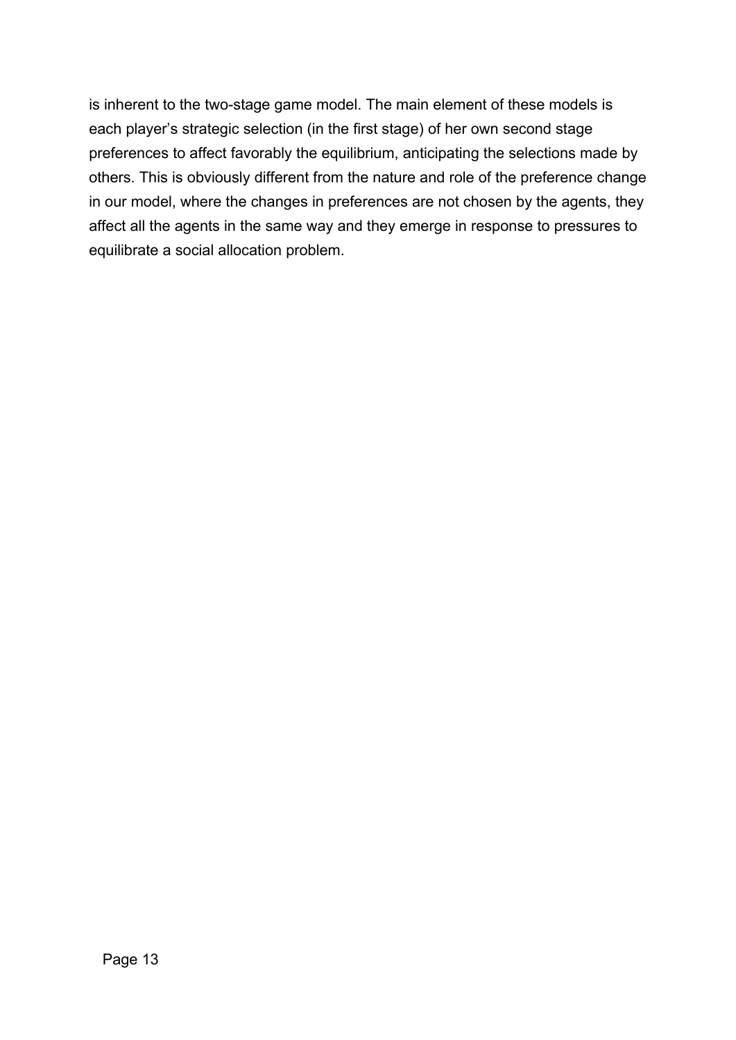is inherent to the two-stage game model. The main element of these models is each player's strategic selection (in the first stage) of her own second stage preferences to affect favorably the equilibrium, anticipating the selections made by others. This is obviously different from the nature and role of the preference change in our model, where the changes in preferences are not chosen by the agents, they affect all the agents in the same way and they emerge in response to pressures to equilibrate a social allocation problem.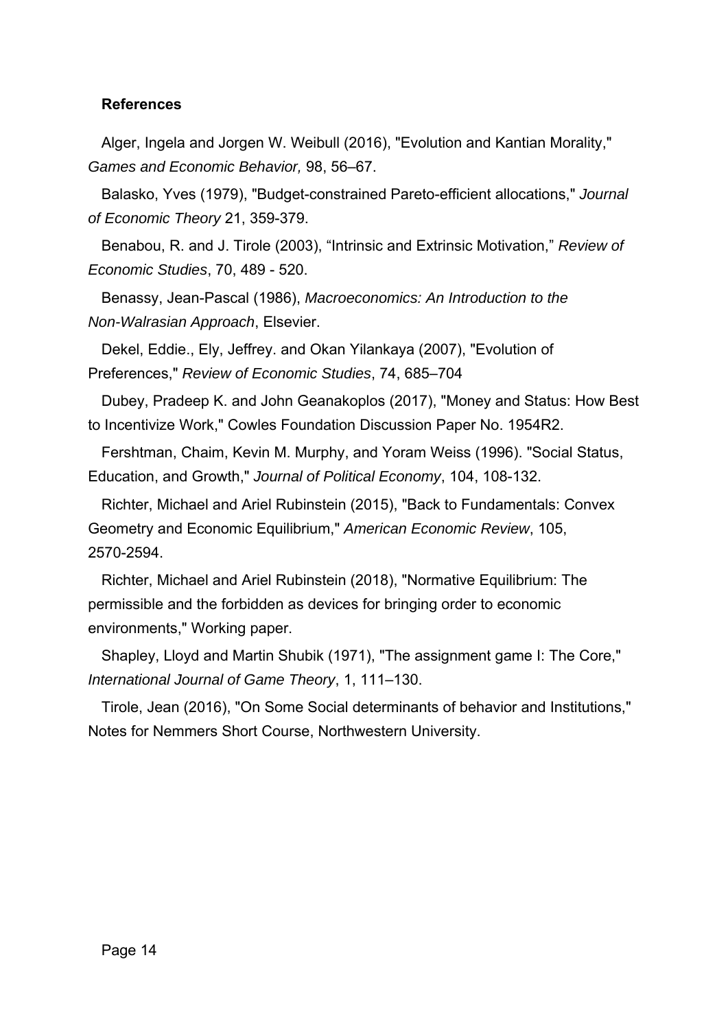## References

Alger, Ingela and Jorgen W. Weibull (2016), "Evolution and Kantian Morality," *Games and Economic Behavior,* 98, 56–67.

Balasko, Yves (1979), "Budget-constrained Pareto-efficient allocations," *Journal of Economic Theory* 21, 359-379.

Benabou, R. and J. Tirole (2003), "Intrinsic and Extrinsic Motivation," *Review of Economic Studies*, 70, 489 - 520.

Benassy, Jean-Pascal (1986), *Macroeconomics: An Introduction to the Non-Walrasian Approach*, Elsevier.

Dekel, Eddie., Ely, Jeffrey. and Okan Yilankaya (2007), "Evolution of Preferences," *Review of Economic Studies*, 74, 685–704

Dubey, Pradeep K. and John Geanakoplos (2017), "Money and Status: How Best to Incentivize Work," Cowles Foundation Discussion Paper No. 1954R2.

Fershtman, Chaim, Kevin M. Murphy, and Yoram Weiss (1996). "Social Status, Education, and Growth," *Journal of Political Economy*, 104, 108-132.

Richter, Michael and Ariel Rubinstein (2015), "Back to Fundamentals: Convex Geometry and Economic Equilibrium," *American Economic Review*, 105, 2570-2594.

Richter, Michael and Ariel Rubinstein (2018), "Normative Equilibrium: The permissible and the forbidden as devices for bringing order to economic environments," Working paper.

Shapley, Lloyd and Martin Shubik (1971), "The assignment game I: The Core," *International Journal of Game Theory*, 1, 111–130.

Tirole, Jean (2016), "On Some Social determinants of behavior and Institutions," Notes for Nemmers Short Course, Northwestern University.